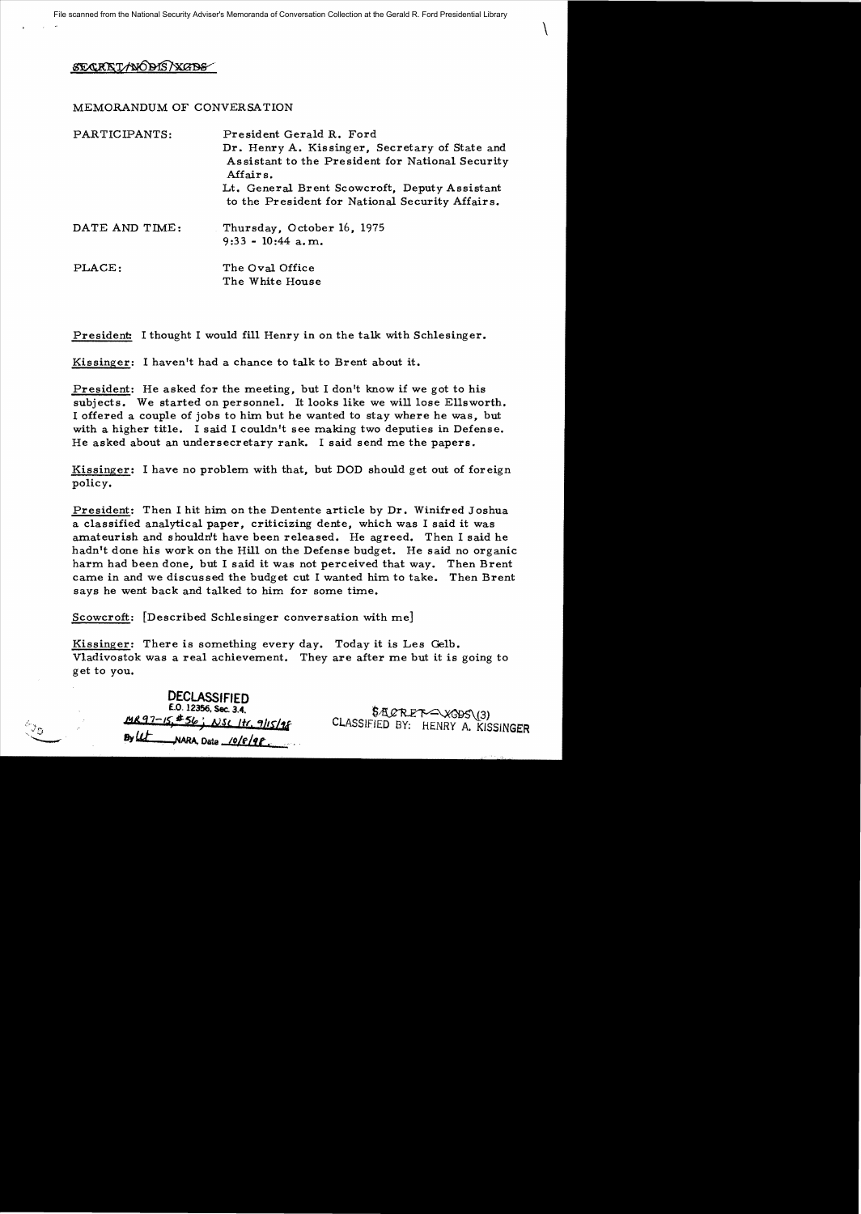SECRET/NODIS/XGDS

MEMORANDUM OF CONVERSATION

PARTICIPANTS: President Gerald R. Ford
Dr. Henry A. Kissinger, Secretary of State and Assistant to the President for National Security Affairs.
Lt. General Brent Scowcroft, Deputy Assistant to the President for National Security Affairs.

DATE AND TIME: Thursday, October 16, 1975
9:33 - 10:44 a.m.

PLACE: The Oval Office
The White House

President: I thought I would fill Henry in on the talk with Schlesinger.

Kissinger: I haven't had a chance to talk to Brent about it.

President: He asked for the meeting, but I don't know if we got to his subjects. We started on personnel. It looks like we will lose Ellsworth. I offered a couple of jobs to him but he wanted to stay where he was, but with a higher title. I said I couldn't see making two deputies in Defense. He asked about an undersecretary rank. I said send me the papers.

Kissinger: I have no problem with that, but DOD should get out of foreign policy.

President: Then I hit him on the Dentente article by Dr. Winifred Joshua a classified analytical paper, criticizing dente, which was I said it was amateurish and shouldn't have been released. He agreed. Then I said he hadn't done his work on the Hill on the Defense budget. He said no organic harm had been done, but I said it was not perceived that way. Then Brent came in and we discussed the budget cut I wanted him to take. Then Brent says he went back and talked to him for some time.

Scowcroft: [Described Schlesinger conversation with me]

Kissinger: There is something every day. Today it is Les Gelb. Vladivostok was a real achievement. They are after me but it is going to get to you.

DECLASSIFIED
E.O. 12356, Sec. 3.4.
MR 97-15, #56; NSC ltr. 9/15/98
By lit NARA, Date 10/8/98

SECRET - XGDS (3)
CLASSIFIED BY: HENRY A. KISSINGER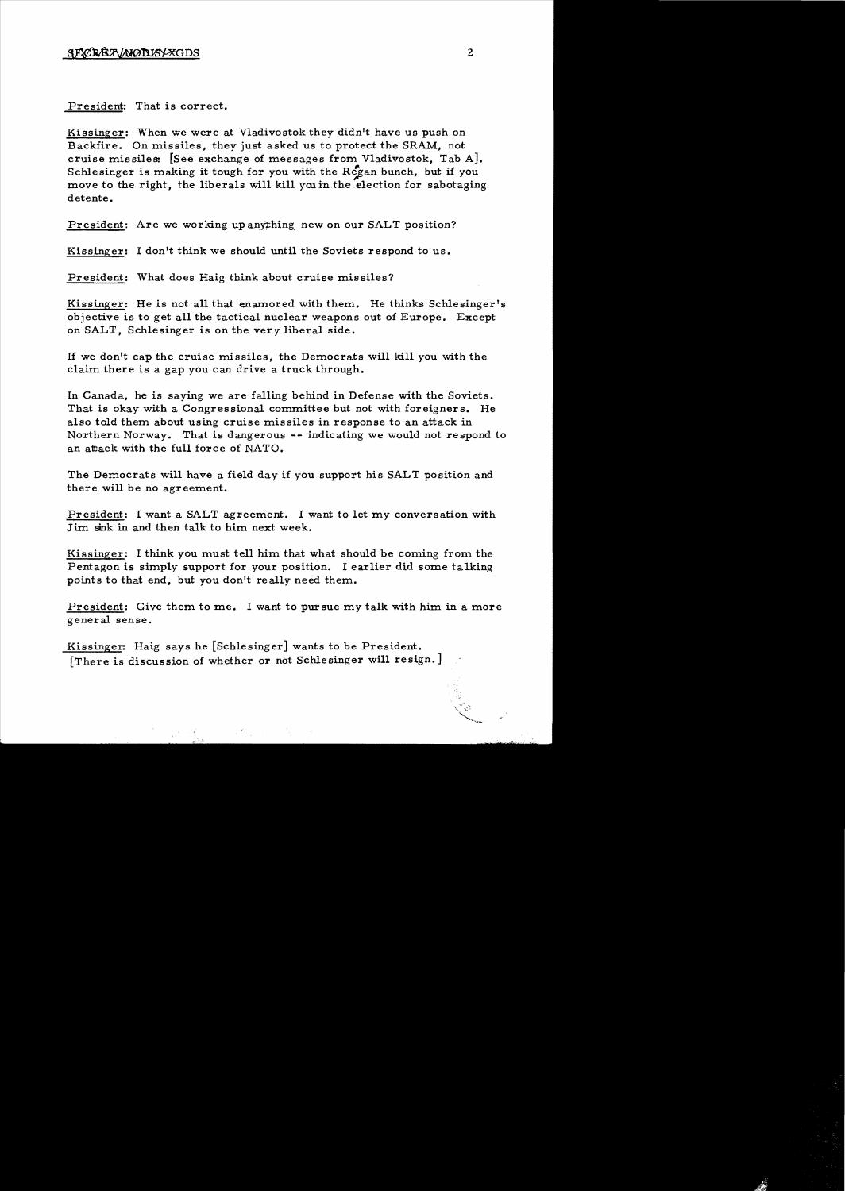President: That is correct.

Kissinger: When we were at Vladivostok they didn't have us push on Backfire. On missiles, they just asked us to protect the SRAM, not cruise missiles. [See exchange of messages from Vladivostok, Tab A]. Schlesinger is making it tough for you with the Regan bunch, but if you move to the right, the liberals will kill you in the election for sabotaging detente.

President: Are we working up anything new on our SALT position?

Kissinger: I don't think we should until the Soviets respond to us.

President: What does Haig think about cruise missiles?

Kissinger: He is not all that enamored with them. He thinks Schlesinger's objective is to get all the tactical nuclear weapons out of Europe. Except on SALT, Schlesinger is on the very liberal side.

If we don't cap the cruise missiles, the Democrats will kill you with the claim there is a gap you can drive a truck through.

In Canada, he is saying we are falling behind in Defense with the Soviets. That is okay with a Congressional committee but not with foreigners. He also told them about using cruise missiles in response to an attack in Northern Norway. That is dangerous -- indicating we would not respond to an attack with the full force of NATO.

The Democrats will have a field day if you support his SALT position and there will be no agreement.

President: I want a SALT agreement. I want to let my conversation with Jim sink in and then talk to him next week.

Kissinger: I think you must tell him that what should be coming from the Pentagon is simply support for your position. I earlier did some talking points to that end, but you don't really need them.

President: Give them to me. I want to pursue my talk with him in a more general sense.

Kissinger: Haig says he [Schlesinger] wants to be President. [There is discussion of whether or not Schlesinger will resign.]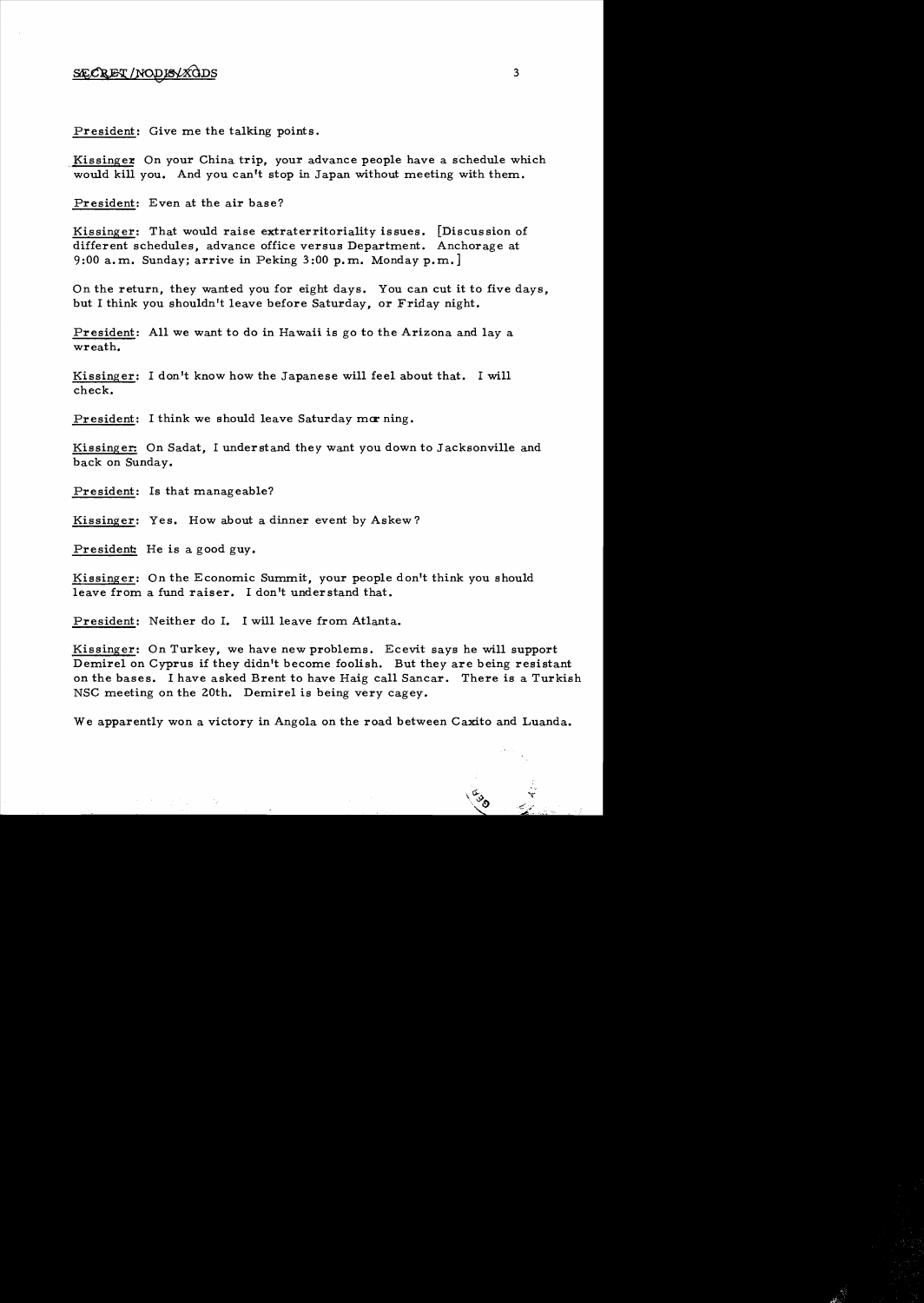President: Give me the talking points.

Kissinger: On your China trip, your advance people have a schedule which would kill you. And you can't stop in Japan without meeting with them.

President: Even at the air base?

Kissinger: That would raise extraterritoriality issues. [Discussion of different schedules, advance office versus Department. Anchorage at 9:00 a.m. Sunday; arrive in Peking 3:00 p.m. Monday p.m.]

On the return, they wanted you for eight days. You can cut it to five days, but I think you shouldn't leave before Saturday, or Friday night.

President: All we want to do in Hawaii is go to the Arizona and lay a wreath.

Kissinger: I don't know how the Japanese will feel about that. I will check.

President: I think we should leave Saturday morning.

Kissinger: On Sadat, I understand they want you down to Jacksonville and back on Sunday.

President: Is that manageable?

Kissinger: Yes. How about a dinner event by Askew?

President: He is a good guy.

Kissinger: On the Economic Summit, your people don't think you should leave from a fund raiser. I don't understand that.

President: Neither do I. I will leave from Atlanta.

Kissinger: On Turkey, we have new problems. Ecevit says he will support Demirel on Cyprus if they didn't become foolish. But they are being resistant on the bases. I have asked Brent to have Haig call Sancar. There is a Turkish NSC meeting on the 20th. Demirel is being very cagey.

We apparently won a victory in Angola on the road between Caxito and Luanda.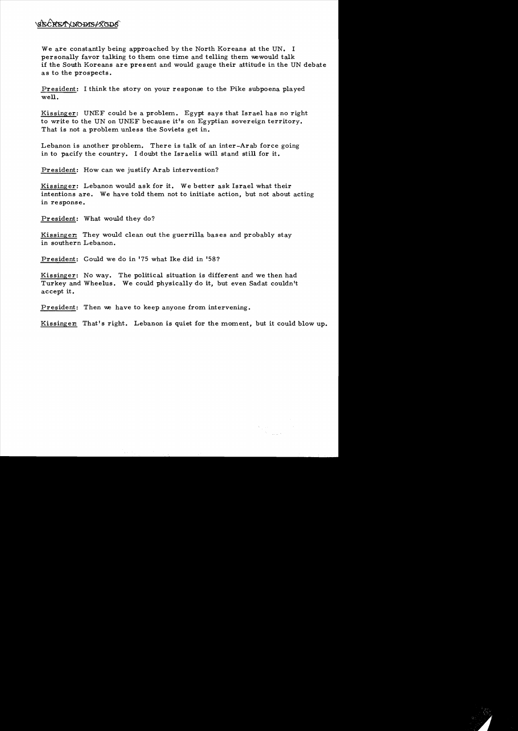SECRET/NODIS/XGDS

We are constantly being approached by the North Koreans at the UN. I personally favor talking to them one time and telling them wewould talk if the South Koreans are present and would gauge their attitude in the UN debate as to the prospects.

President: I think the story on your response to the Pike subpoena played well.

Kissinger: UNEF could be a problem. Egypt says that Israel has no right to write to the UN on UNEF because it's on Egyptian sovereign territory. That is not a problem unless the Soviets get in.

Lebanon is another problem. There is talk of an inter-Arab force going in to pacify the country. I doubt the Israelis will stand still for it.

President: How can we justify Arab intervention?

Kissinger: Lebanon would ask for it. We better ask Israel what their intentions are. We have told them not to initiate action, but not about acting in response.

President: What would they do?

Kissinger: They would clean out the guerrilla bases and probably stay in southern Lebanon.

President: Could we do in '75 what Ike did in '58?

Kissinger: No way. The political situation is different and we then had Turkey and Wheelus. We could physically do it, but even Sadat couldn't accept it.

President: Then we have to keep anyone from intervening.

Kissinger: That's right. Lebanon is quiet for the moment, but it could blow up.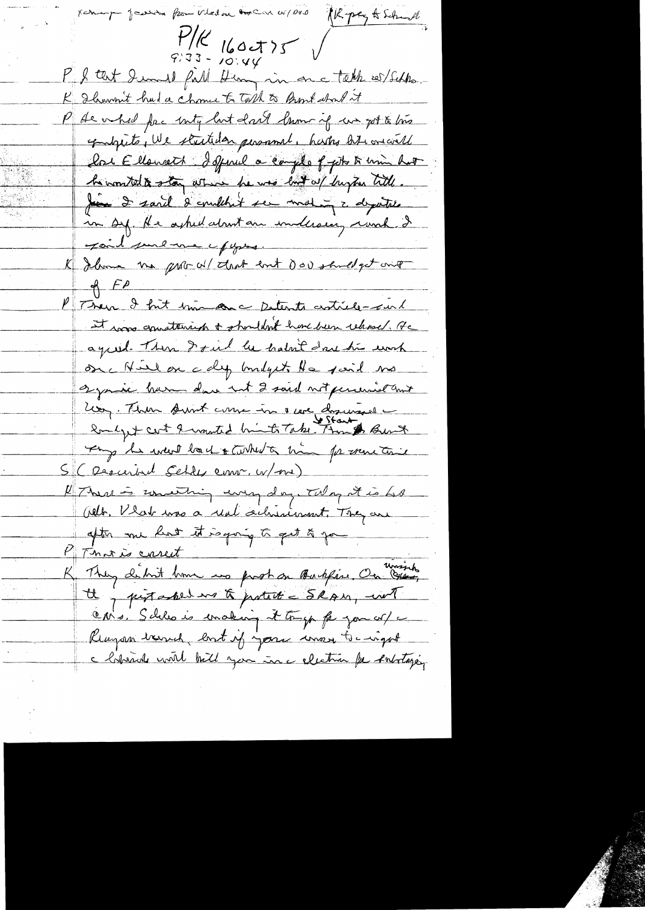Xamay — Jaworski, for Vlad on the Car w/ DoD — RK pay to Schmidt

P/K 16 Oct 75 ✓
9:33 – 10:44

P I tht I would fill Henry in on c talk w/ Schl.

K I haven't had a chance to talk to Brent about it

P He asked for unity but don't know if we got to his budgets. We started on personnel. Having him around will lose Ellsworth. I offered a couple of jobs to him but he wanted to stay where he was but w/ higher title. Jim I said I couldn't see making 2 deputies in DoD. He asked about an undersecy rank. I said sure we can figure.

K I have no prob w/ that but DOD should get out of FP

P Then I hit him on c Detente article — said it was amateurish & shouldn't have been released. He agreed. Then I said he hadn't done his work on c Hill on c def budget. He said no dynamic harm done but I said not personal but Cong. Then Brent came in & we discussed c budget cut & wanted him to take. Then Brent says he went back & talked to him for some time

S (Described Schles conv. w/ me)

K There is something every day. Today it is his cable. Vlad was a real achievement. They are after me but it is going to get to you

P That is correct

K They didn't know us post on Backfire. On Cruise, they just asked us to protect c SRAM, not CMs. Schles is making it tough for you w/ c Reagan crowd, but if you move to c right c liberals will kill you in c election for sabotaging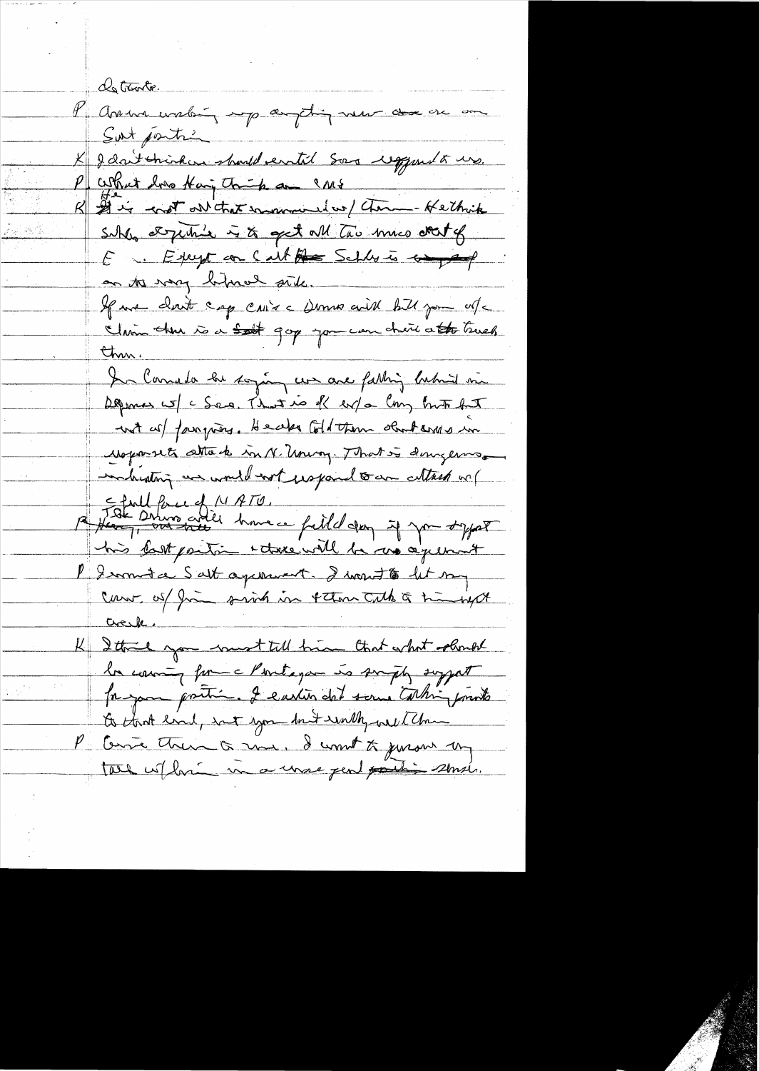Détente.

P Are we working up anything new on our SALT position

K I don't think we should until Sov respond to us.

P What does Haig think on CMs

K He is not all that enamored w/ them — He thinks Schles objective is to get all the money out of E. Except on C all the Schles is on the very liberal side.

If we don't cap CM's & Dems will kill them w/o claiming there is a gap you can drive a truck thru.

In Canada he saying we are falling behind in defenses w/ Sov. That is OK w/ a Cong but not w/ foreigners. He also told them about arms in response to attack in N. Norway. That is dangerous — indicating we would not respond to an attack w/ the full force of NATO.

R Harry, the Dems will have a field day if you support his last position & there will be no agreement

P I want a Salt agreement. I want to let my Conv. w/ Jim sink in & then talk to him next week.

K I think you must tell him that what should be coming from Pentagon is simply support for your position. I earlier did some talking points to that end, but you didn't really use them

P Give them to me. I want to pursue my talk w/ him in a more gentle sense.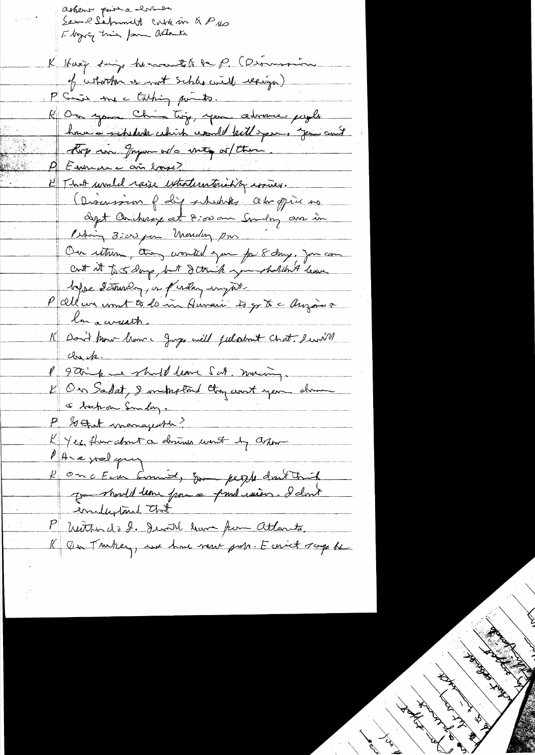Asbestos gave a review
Saw Schmidt Carter & P. no
Flying this from Atlanta

K Harry says he wants to see P. (Discussion of whether or not Schlesinger will resign)

P Give me the talking points.

K On your China trip, your advance people have a schedule which would kill you. You can't stop in Japan w/o meeting w/them.

P Even on a one-hour stop?

K That would raise extraterritoriality issues.
(Discussion of trip schedules. Alaska office no.
dept Anchorage at 8:00 am Sunday arr in
Peking 3:00 pm Monday PM)
On return, they wanted you for 8 days. You can cut it to 5 days, but I think you shouldn't leave before Saturday, or Friday night.

P All we want to do in Hawaii is go to the Arizona & lay a wreath.

K Don't know how the Japs will feel about that. I will check.

P I think we should leave Sat. morning.

K On Sadat, I understand they want you down to Houston Sunday.

P Is that manageable?

K Yes, then about a dinner with Assad.

P Are good guy

K On the Euro summit, your people don't think you should leave from a fund raiser. I don't understand that.

P Neither do I. I will leave from Atlanta.

K On Turkey, we have some probs. Ecevit says he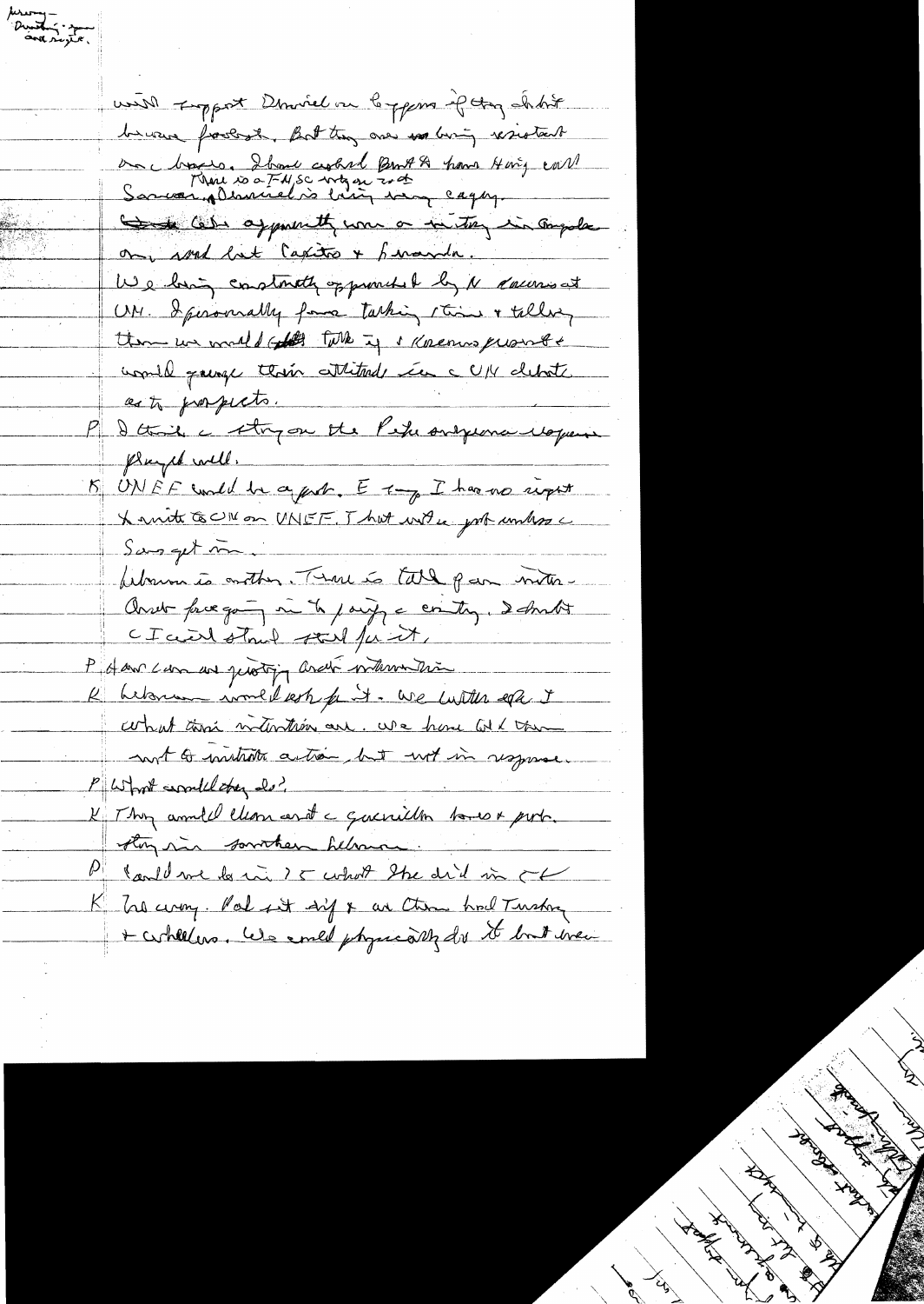Kissinger — Brinkmanship and Sayre.

will support Daniel on topics if they do not become foolish. But they are now being resistant on a basis. I have asked Bush & have Henry call Sauvagnargues. There is a FNLA summit going on and Daniel is being very cagey.

Colby apparently now a victory in Angola on, and lost Caxito & Luanda.

We being constantly approached by K Kosciusko-Morizet at UN. I personally favor taking time & telling them we would talk if Kosciusko personally would change their attitude in the UN debate as to prospects.

P I think the stay on the Peking-Moscow relations played well.

K UNEF could be a problem. E — I have no report & write to UN on UNEF. That will be a problem unless Sadat gets in.

Lebanon is another. There is talk of an inter-Arab force going in to pacify a country. I doubt the Israelis stand still for it.

P How can we justify Arab intervention.

K Lebanon would ask for it. We would ask I what their intentions are. We have told them not to initiate action, but not in response.

P What would they do?

K They would clean out the guerrilla bases & probably stay in southern Lebanon.

P Could we do in? to what she did in CH

K Too many. Pol sit diff & we then had Turkey & others. We could physically do it but even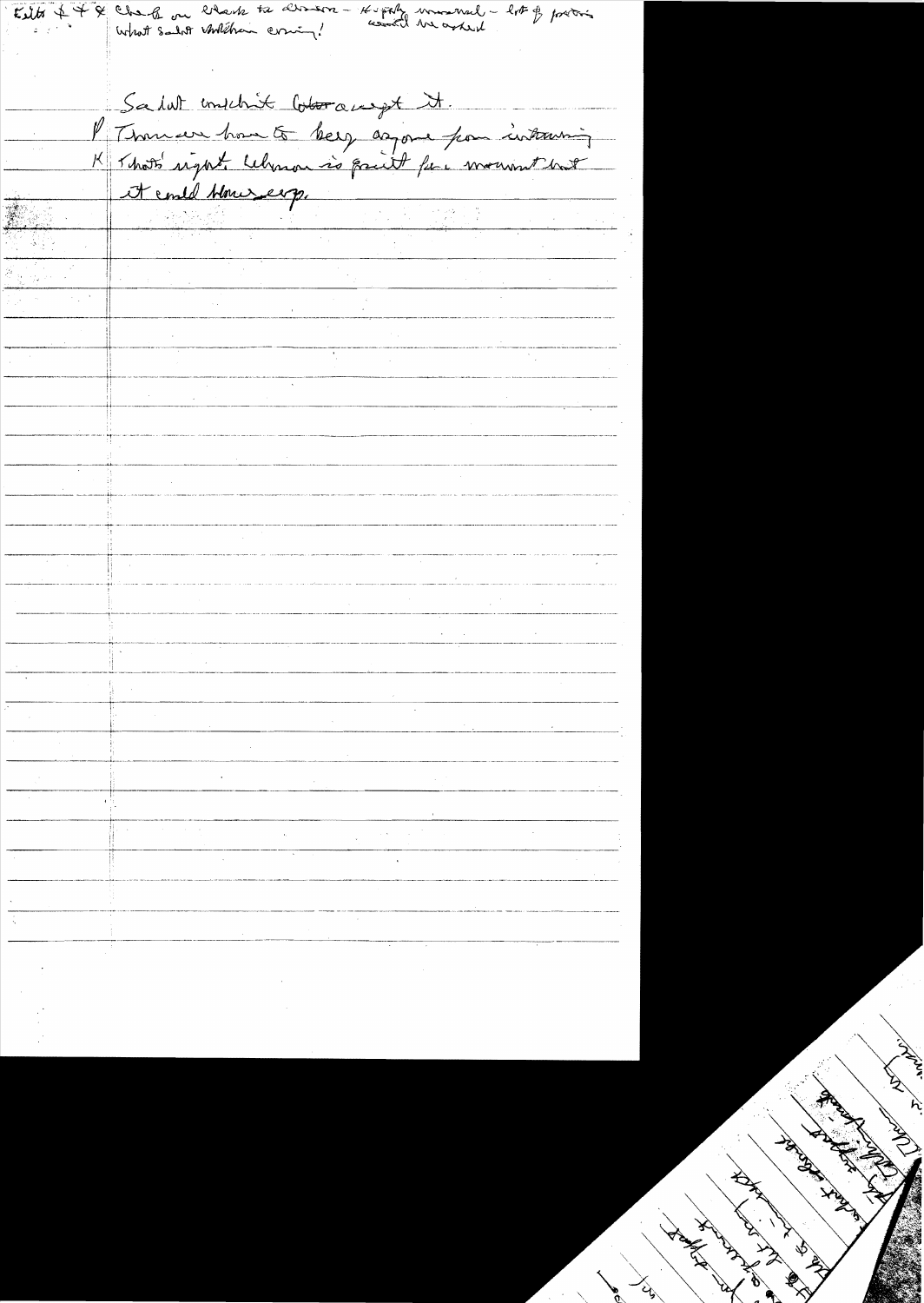Eilts & Ford Check on leaks to Arens - Happily married - lots of photos.
What Sadat worth coming!
would be asked

Sadat wouldn't like accept it.

P Truman have to keep anyone from interfering

K That's right. Lehman is good for a moment but it could blow up.